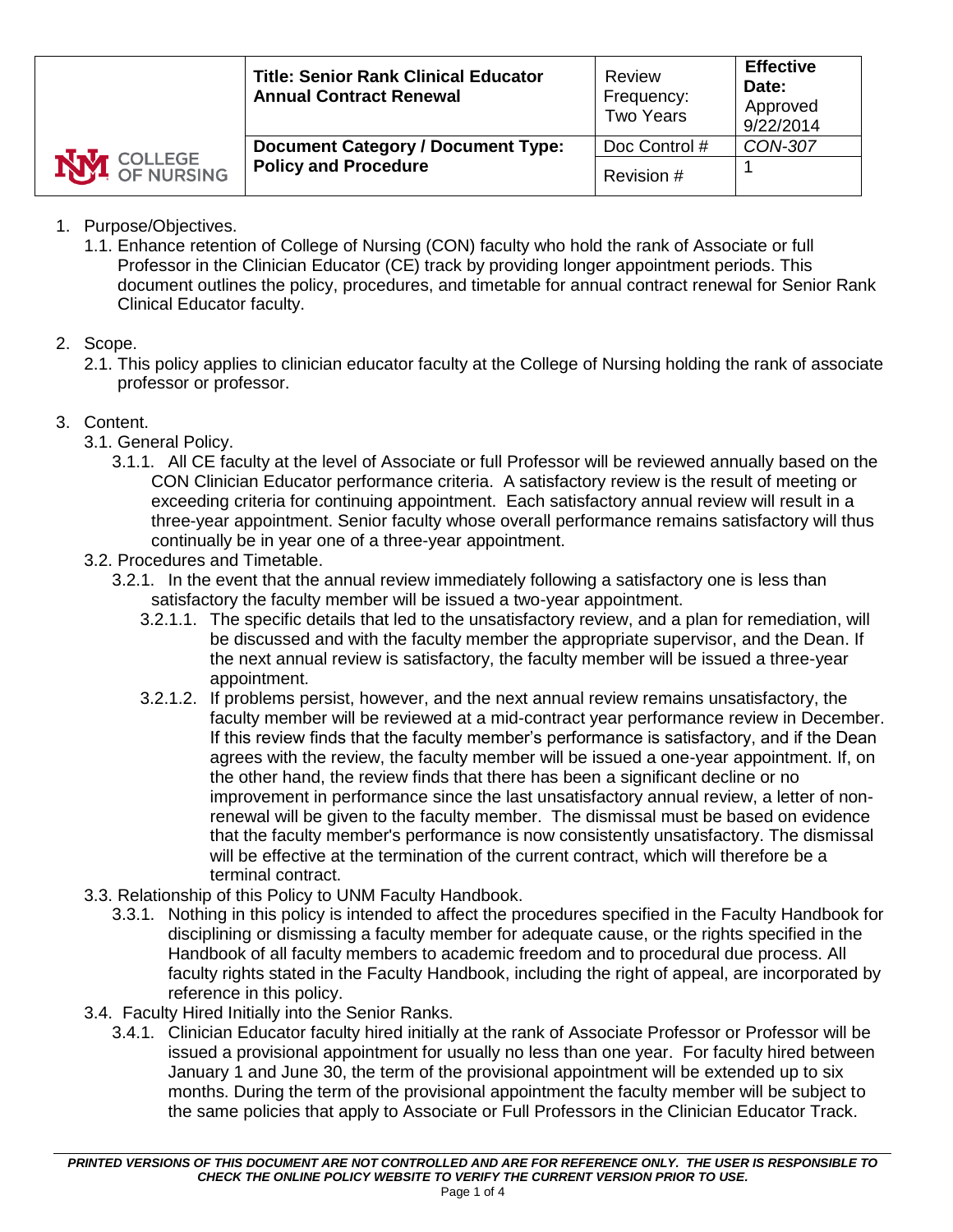| COLLEGE OF NURSING | **Title: Senior Rank Clinical Educator Annual Contract Renewal** | Review Frequency: Two Years | **Effective Date:** Approved 9/22/2014 |
|---|---|---|---|
| | **Document Category / Document Type: Policy and Procedure** | Doc Control # | *CON-307* |
| | | Revision # | 1 |

1. Purpose/Objectives.
   1.1. Enhance retention of College of Nursing (CON) faculty who hold the rank of Associate or full Professor in the Clinician Educator (CE) track by providing longer appointment periods. This document outlines the policy, procedures, and timetable for annual contract renewal for Senior Rank Clinical Educator faculty.

2. Scope.
   2.1. This policy applies to clinician educator faculty at the College of Nursing holding the rank of associate professor or professor.

3. Content.
   3.1. General Policy.
      3.1.1. All CE faculty at the level of Associate or full Professor will be reviewed annually based on the CON Clinician Educator performance criteria. A satisfactory review is the result of meeting or exceeding criteria for continuing appointment. Each satisfactory annual review will result in a three-year appointment. Senior faculty whose overall performance remains satisfactory will thus continually be in year one of a three-year appointment.
   3.2. Procedures and Timetable.
      3.2.1. In the event that the annual review immediately following a satisfactory one is less than satisfactory the faculty member will be issued a two-year appointment.
         3.2.1.1. The specific details that led to the unsatisfactory review, and a plan for remediation, will be discussed and with the faculty member the appropriate supervisor, and the Dean. If the next annual review is satisfactory, the faculty member will be issued a three-year appointment.
         3.2.1.2. If problems persist, however, and the next annual review remains unsatisfactory, the faculty member will be reviewed at a mid-contract year performance review in December. If this review finds that the faculty member's performance is satisfactory, and if the Dean agrees with the review, the faculty member will be issued a one-year appointment. If, on the other hand, the review finds that there has been a significant decline or no improvement in performance since the last unsatisfactory annual review, a letter of non-renewal will be given to the faculty member. The dismissal must be based on evidence that the faculty member's performance is now consistently unsatisfactory. The dismissal will be effective at the termination of the current contract, which will therefore be a terminal contract.
   3.3. Relationship of this Policy to UNM Faculty Handbook.
      3.3.1. Nothing in this policy is intended to affect the procedures specified in the Faculty Handbook for disciplining or dismissing a faculty member for adequate cause, or the rights specified in the Handbook of all faculty members to academic freedom and to procedural due process. All faculty rights stated in the Faculty Handbook, including the right of appeal, are incorporated by reference in this policy.
   3.4. Faculty Hired Initially into the Senior Ranks.
      3.4.1. Clinician Educator faculty hired initially at the rank of Associate Professor or Professor will be issued a provisional appointment for usually no less than one year. For faculty hired between January 1 and June 30, the term of the provisional appointment will be extended up to six months. During the term of the provisional appointment the faculty member will be subject to the same policies that apply to Associate or Full Professors in the Clinician Educator Track.

***PRINTED VERSIONS OF THIS DOCUMENT ARE NOT CONTROLLED AND ARE FOR REFERENCE ONLY. THE USER IS RESPONSIBLE TO CHECK THE ONLINE POLICY WEBSITE TO VERIFY THE CURRENT VERSION PRIOR TO USE.***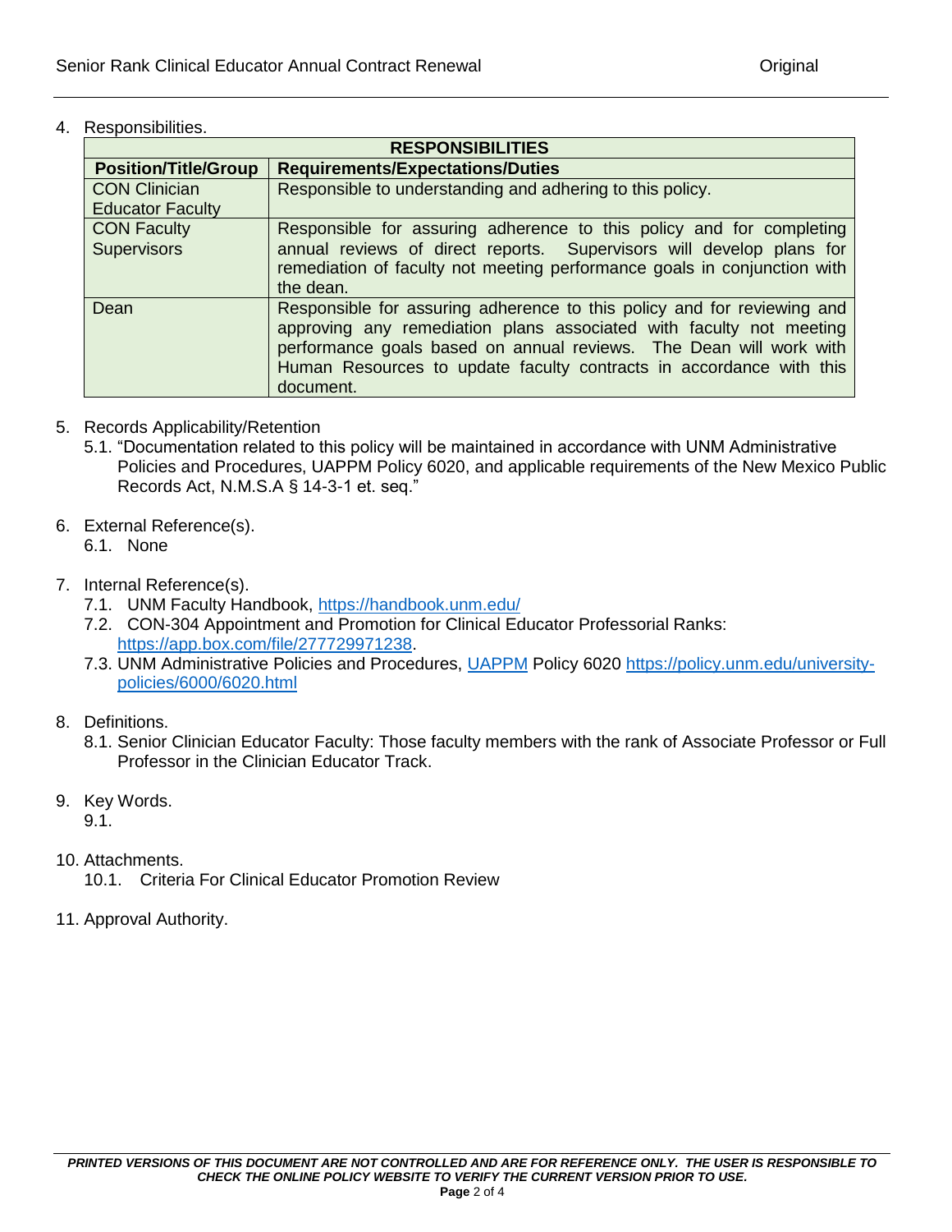4. Responsibilities.

| RESPONSIBILITIES | |
|---|---|
| **Position/Title/Group** | **Requirements/Expectations/Duties** |
| CON Clinician Educator Faculty | Responsible to understanding and adhering to this policy. |
| CON Faculty Supervisors | Responsible for assuring adherence to this policy and for completing annual reviews of direct reports. Supervisors will develop plans for remediation of faculty not meeting performance goals in conjunction with the dean. |
| Dean | Responsible for assuring adherence to this policy and for reviewing and approving any remediation plans associated with faculty not meeting performance goals based on annual reviews. The Dean will work with Human Resources to update faculty contracts in accordance with this document. |

5. Records Applicability/Retention
   5.1. "Documentation related to this policy will be maintained in accordance with UNM Administrative Policies and Procedures, UAPPM Policy 6020, and applicable requirements of the New Mexico Public Records Act, N.M.S.A § 14-3-1 et. seq."

6. External Reference(s).
   6.1. None

7. Internal Reference(s).
   7.1. UNM Faculty Handbook, https://handbook.unm.edu/
   7.2. CON-304 Appointment and Promotion for Clinical Educator Professorial Ranks: https://app.box.com/file/277729971238.
   7.3. UNM Administrative Policies and Procedures, UAPPM Policy 6020 https://policy.unm.edu/university-policies/6000/6020.html

8. Definitions.
   8.1. Senior Clinician Educator Faculty: Those faculty members with the rank of Associate Professor or Full Professor in the Clinician Educator Track.

9. Key Words.
   9.1.

10. Attachments.
    10.1. Criteria For Clinical Educator Promotion Review

11. Approval Authority.

***PRINTED VERSIONS OF THIS DOCUMENT ARE NOT CONTROLLED AND ARE FOR REFERENCE ONLY. THE USER IS RESPONSIBLE TO CHECK THE ONLINE POLICY WEBSITE TO VERIFY THE CURRENT VERSION PRIOR TO USE.***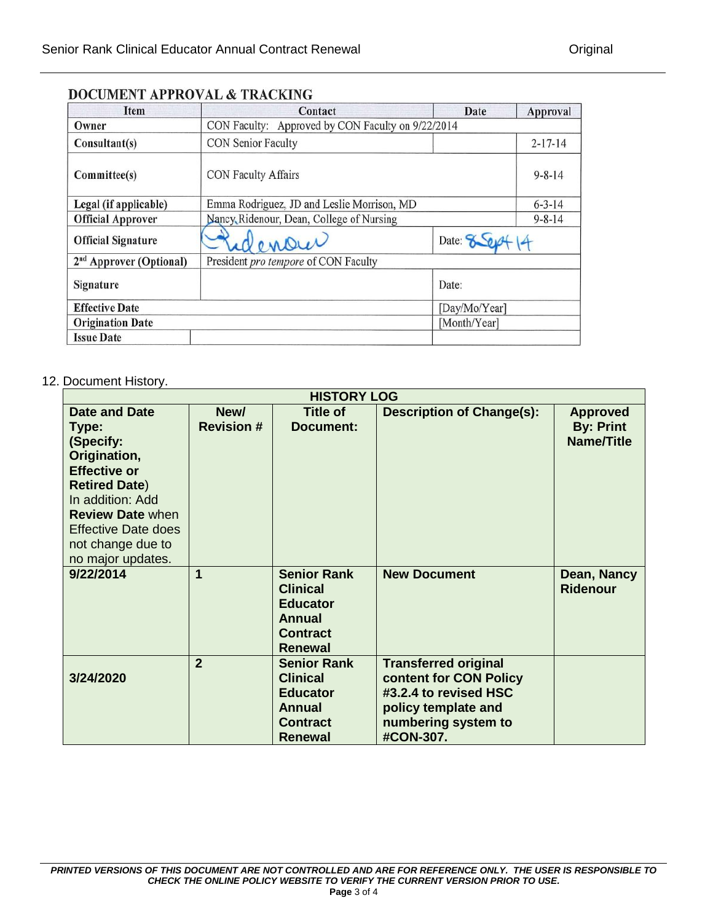## DOCUMENT APPROVAL & TRACKING

| Item | Contact | Date | Approval |
|---|---|---|---|
| Owner | CON Faculty: Approved by CON Faculty on 9/22/2014 | | |
| Consultant(s) | CON Senior Faculty | | 2-17-14 |
| Committee(s) | CON Faculty Affairs | | 9-8-14 |
| Legal (if applicable) | Emma Rodriguez, JD and Leslie Morrison, MD | | 6-3-14 |
| Official Approver | Nancy Ridenour, Dean, College of Nursing | | 9-8-14 |
| Official Signature | Ridenour | Date: 8 Sept 14 | |
| 2nd Approver (Optional) | President *pro tempore* of CON Faculty | | |
| Signature | | Date: | |
| Effective Date | | [Day/Mo/Year] | |
| Origination Date | | [Month/Year] | |
| Issue Date | | | |

12. Document History.

| HISTORY LOG | | | | |
|---|---|---|---|---|
| **Date and Date Type: (Specify: Origination, Effective or Retired Date)** In addition: Add **Review Date** when Effective Date does not change due to no major updates. | **New/ Revision #** | **Title of Document:** | **Description of Change(s):** | **Approved By: Print Name/Title** |
| **9/22/2014** | **1** | **Senior Rank Clinical Educator Annual Contract Renewal** | **New Document** | **Dean, Nancy Ridenour** |
| **3/24/2020** | **2** | **Senior Rank Clinical Educator Annual Contract Renewal** | **Transferred original content for CON Policy #3.2.4 to revised HSC policy template and numbering system to #CON-307.** | |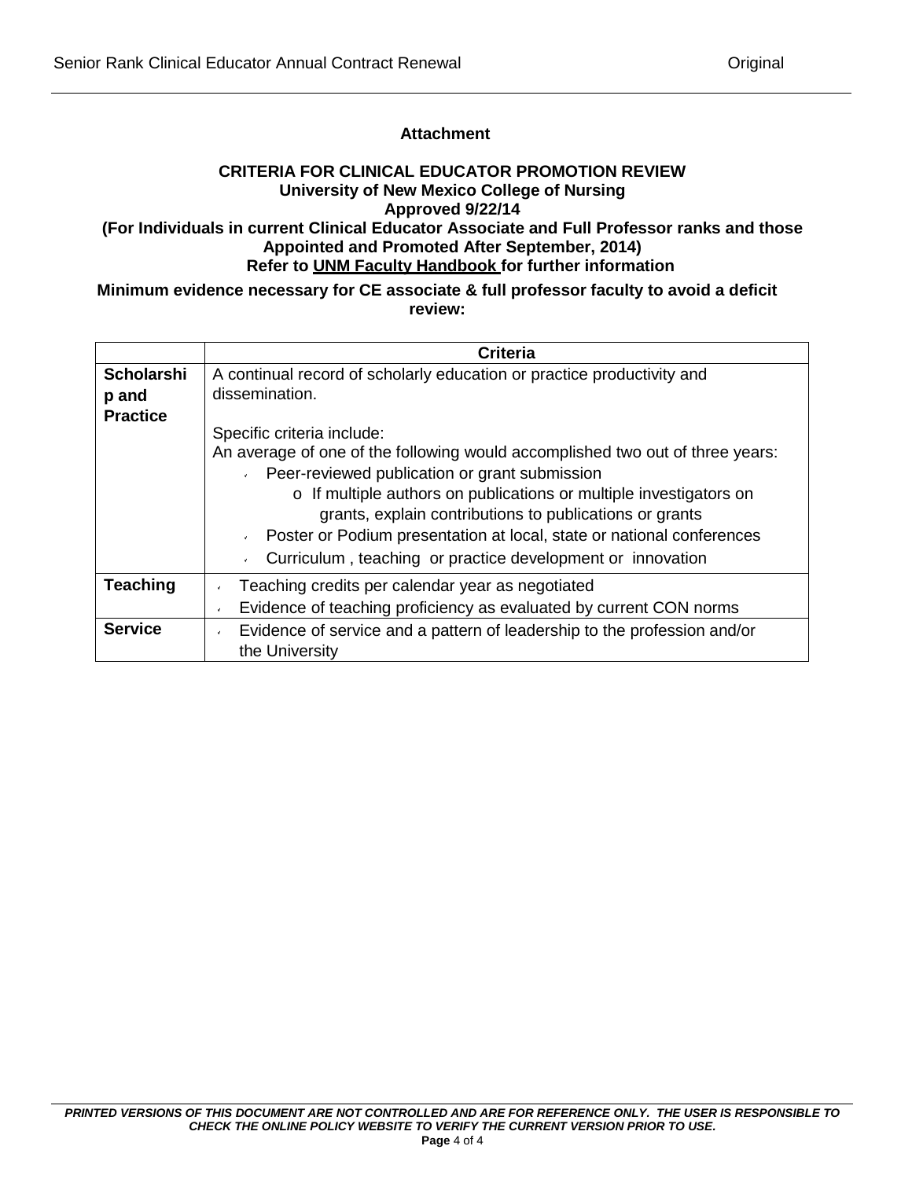**Attachment**

**CRITERIA FOR CLINICAL EDUCATOR PROMOTION REVIEW**
**University of New Mexico College of Nursing**
**Approved 9/22/14**
**(For Individuals in current Clinical Educator Associate and Full Professor ranks and those Appointed and Promoted After September, 2014)**
**Refer to UNM Faculty Handbook for further information**

**Minimum evidence necessary for CE associate & full professor faculty to avoid a deficit review:**

| | Criteria |
|---|---|
| **Scholarship and Practice** | A continual record of scholarly education or practice productivity and dissemination.<br><br>Specific criteria include:<br>An average of one of the following would accomplished two out of three years:<br>• Peer-reviewed publication or grant submission<br>  o If multiple authors on publications or multiple investigators on grants, explain contributions to publications or grants<br>• Poster or Podium presentation at local, state or national conferences<br>• Curriculum , teaching or practice development or innovation |
| **Teaching** | • Teaching credits per calendar year as negotiated<br>• Evidence of teaching proficiency as evaluated by current CON norms |
| **Service** | • Evidence of service and a pattern of leadership to the profession and/or the University |

***PRINTED VERSIONS OF THIS DOCUMENT ARE NOT CONTROLLED AND ARE FOR REFERENCE ONLY. THE USER IS RESPONSIBLE TO CHECK THE ONLINE POLICY WEBSITE TO VERIFY THE CURRENT VERSION PRIOR TO USE.***